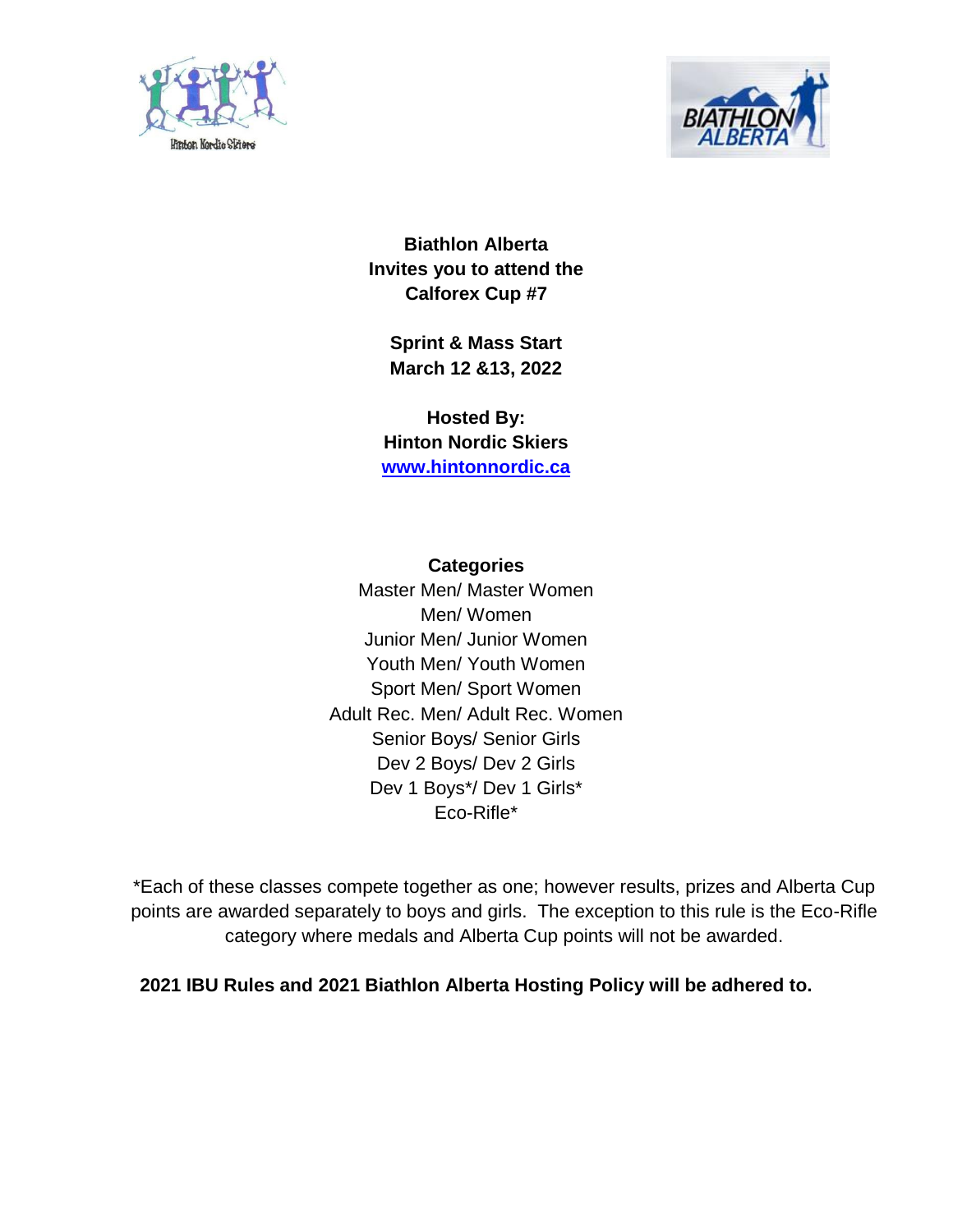**Biathlon Alberta**
**Invites you to attend the**
**Calforex Cup #7**

**Sprint & Mass Start**
**March 12 &13, 2022**

**Hosted By:**
**Hinton Nordic Skiers**
**[www.hintonnordic.ca](http://www.hintonnordic.ca)**

**Categories**

Master Men/ Master Women
Men/ Women
Junior Men/ Junior Women
Youth Men/ Youth Women
Sport Men/ Sport Women
Adult Rec. Men/ Adult Rec. Women
Senior Boys/ Senior Girls
Dev 2 Boys/ Dev 2 Girls
Dev 1 Boys*/ Dev 1 Girls*
Eco-Rifle*

*Each of these classes compete together as one; however results, prizes and Alberta Cup points are awarded separately to boys and girls. The exception to this rule is the Eco-Rifle category where medals and Alberta Cup points will not be awarded.

**2021 IBU Rules and 2021 Biathlon Alberta Hosting Policy will be adhered to.**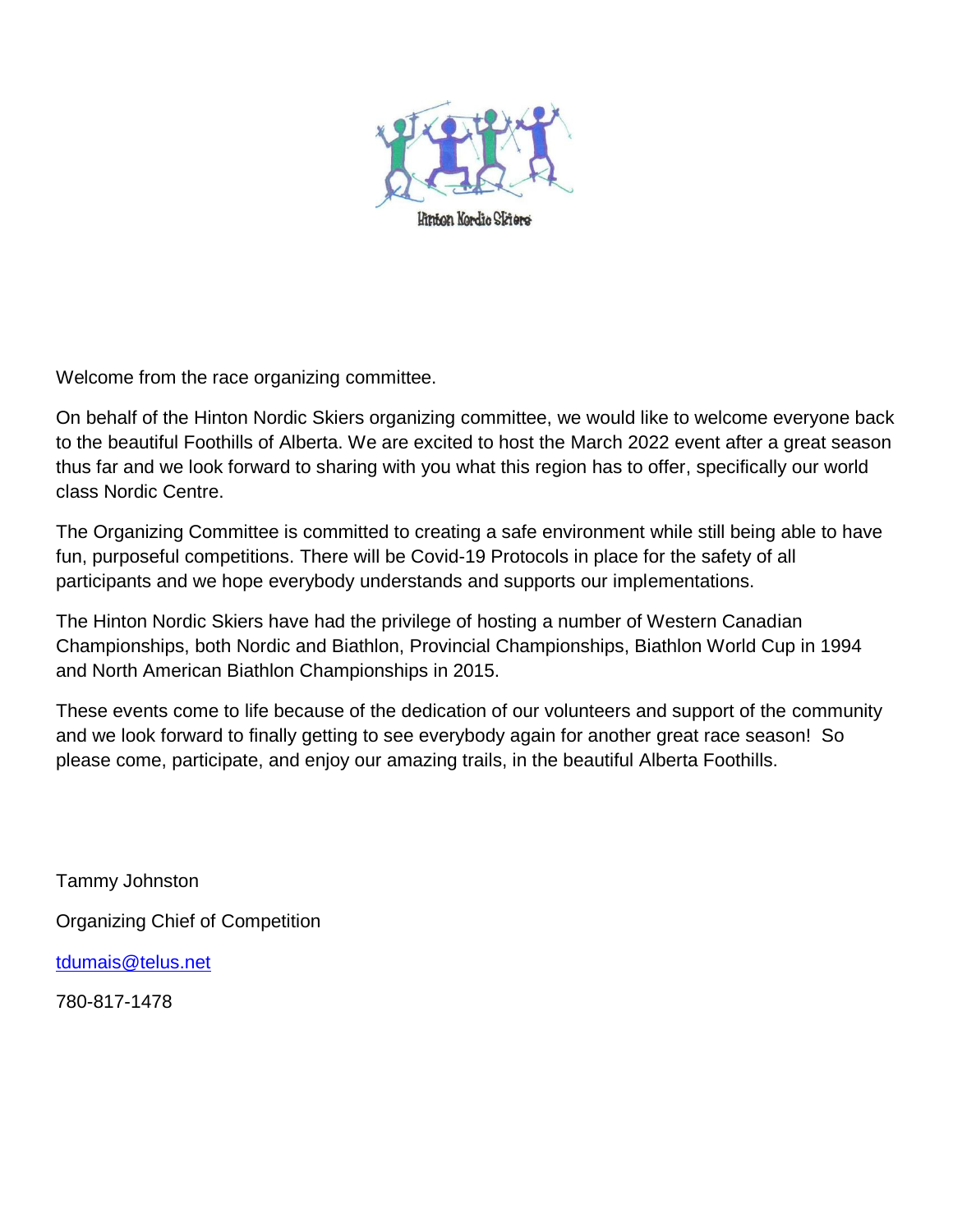Hinton Nordic Skiers

Welcome from the race organizing committee.

On behalf of the Hinton Nordic Skiers organizing committee, we would like to welcome everyone back to the beautiful Foothills of Alberta. We are excited to host the March 2022 event after a great season thus far and we look forward to sharing with you what this region has to offer, specifically our world class Nordic Centre.

The Organizing Committee is committed to creating a safe environment while still being able to have fun, purposeful competitions. There will be Covid-19 Protocols in place for the safety of all participants and we hope everybody understands and supports our implementations.

The Hinton Nordic Skiers have had the privilege of hosting a number of Western Canadian Championships, both Nordic and Biathlon, Provincial Championships, Biathlon World Cup in 1994 and North American Biathlon Championships in 2015.

These events come to life because of the dedication of our volunteers and support of the community and we look forward to finally getting to see everybody again for another great race season! So please come, participate, and enjoy our amazing trails, in the beautiful Alberta Foothills.

Tammy Johnston

Organizing Chief of Competition

tdumais@telus.net

780-817-1478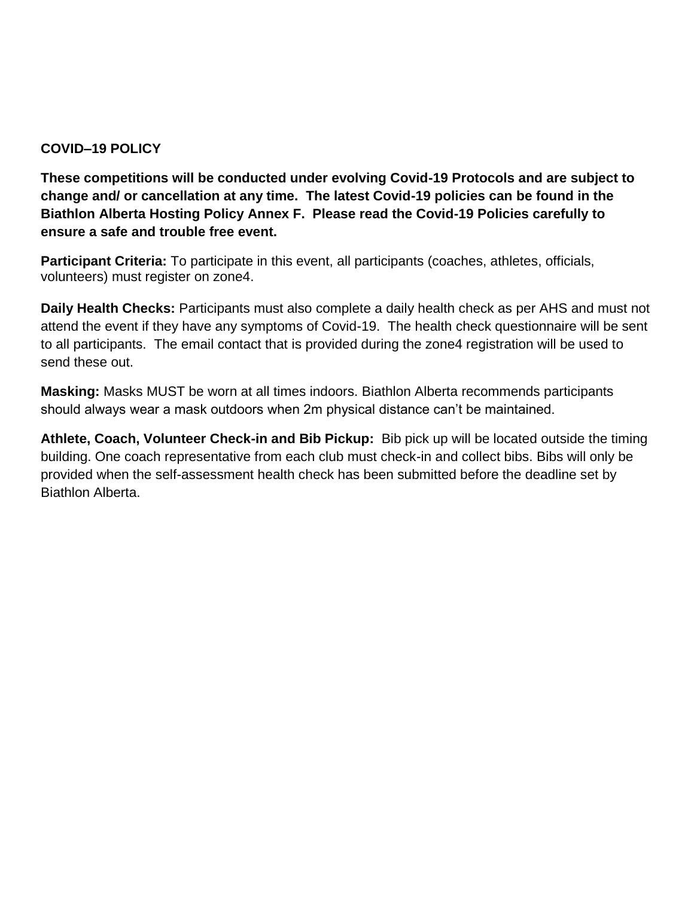## COVID–19 POLICY

**These competitions will be conducted under evolving Covid-19 Protocols and are subject to change and/ or cancellation at any time. The latest Covid-19 policies can be found in the Biathlon Alberta Hosting Policy Annex F. Please read the Covid-19 Policies carefully to ensure a safe and trouble free event.**

**Participant Criteria:** To participate in this event, all participants (coaches, athletes, officials, volunteers) must register on zone4.

**Daily Health Checks:** Participants must also complete a daily health check as per AHS and must not attend the event if they have any symptoms of Covid-19. The health check questionnaire will be sent to all participants. The email contact that is provided during the zone4 registration will be used to send these out.

**Masking:** Masks MUST be worn at all times indoors. Biathlon Alberta recommends participants should always wear a mask outdoors when 2m physical distance can't be maintained.

**Athlete, Coach, Volunteer Check-in and Bib Pickup:** Bib pick up will be located outside the timing building. One coach representative from each club must check-in and collect bibs. Bibs will only be provided when the self-assessment health check has been submitted before the deadline set by Biathlon Alberta.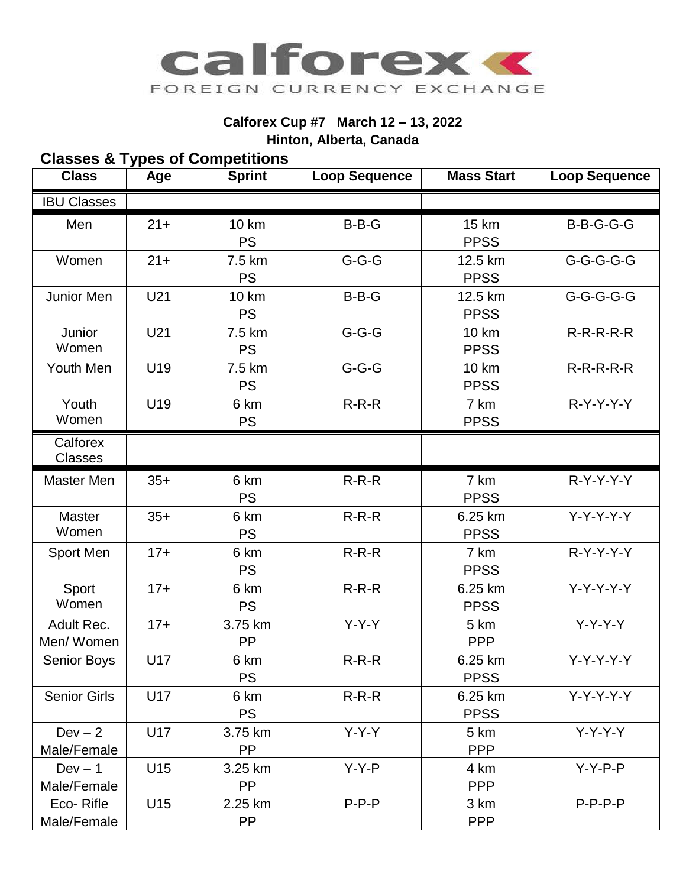calforex
FOREIGN CURRENCY EXCHANGE

**Calforex Cup #7 March 12 – 13, 2022**
**Hinton, Alberta, Canada**

## Classes & Types of Competitions

| Class | Age | Sprint | Loop Sequence | Mass Start | Loop Sequence |
|---|---|---|---|---|---|
| IBU Classes | | | | | |
| Men | 21+ | 10 km PS | B-B-G | 15 km PPSS | B-B-G-G-G |
| Women | 21+ | 7.5 km PS | G-G-G | 12.5 km PPSS | G-G-G-G-G |
| Junior Men | U21 | 10 km PS | B-B-G | 12.5 km PPSS | G-G-G-G-G |
| Junior Women | U21 | 7.5 km PS | G-G-G | 10 km PPSS | R-R-R-R-R |
| Youth Men | U19 | 7.5 km PS | G-G-G | 10 km PPSS | R-R-R-R-R |
| Youth Women | U19 | 6 km PS | R-R-R | 7 km PPSS | R-Y-Y-Y-Y |
| Calforex Classes | | | | | |
| Master Men | 35+ | 6 km PS | R-R-R | 7 km PPSS | R-Y-Y-Y-Y |
| Master Women | 35+ | 6 km PS | R-R-R | 6.25 km PPSS | Y-Y-Y-Y-Y |
| Sport Men | 17+ | 6 km PS | R-R-R | 7 km PPSS | R-Y-Y-Y-Y |
| Sport Women | 17+ | 6 km PS | R-R-R | 6.25 km PPSS | Y-Y-Y-Y-Y |
| Adult Rec. Men/ Women | 17+ | 3.75 km PP | Y-Y-Y | 5 km PPP | Y-Y-Y-Y |
| Senior Boys | U17 | 6 km PS | R-R-R | 6.25 km PPSS | Y-Y-Y-Y-Y |
| Senior Girls | U17 | 6 km PS | R-R-R | 6.25 km PPSS | Y-Y-Y-Y-Y |
| Dev – 2 Male/Female | U17 | 3.75 km PP | Y-Y-Y | 5 km PPP | Y-Y-Y-Y |
| Dev – 1 Male/Female | U15 | 3.25 km PP | Y-Y-P | 4 km PPP | Y-Y-P-P |
| Eco- Rifle Male/Female | U15 | 2.25 km PP | P-P-P | 3 km PPP | P-P-P-P |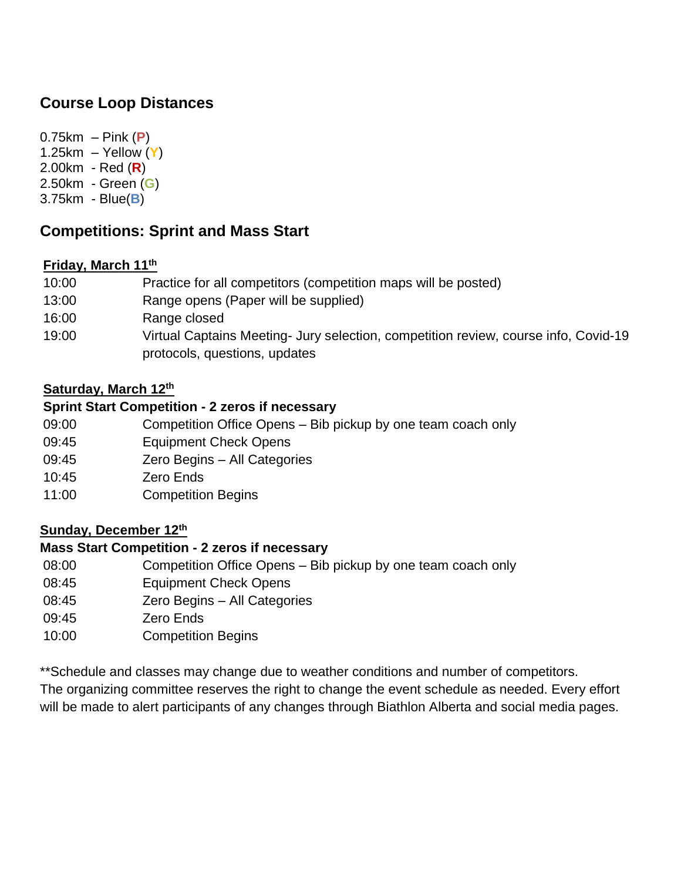## Course Loop Distances

0.75km – Pink (**P**)
1.25km – Yellow (**Y**)
2.00km - Red (**R**)
2.50km - Green (**G**)
3.75km - Blue(**B**)

## Competitions: Sprint and Mass Start

**Friday, March 11th**

| | |
|---|---|
| 10:00 | Practice for all competitors (competition maps will be posted) |
| 13:00 | Range opens (Paper will be supplied) |
| 16:00 | Range closed |
| 19:00 | Virtual Captains Meeting- Jury selection, competition review, course info, Covid-19 protocols, questions, updates |

**Saturday, March 12th**

**Sprint Start Competition - 2 zeros if necessary**

| | |
|---|---|
| 09:00 | Competition Office Opens – Bib pickup by one team coach only |
| 09:45 | Equipment Check Opens |
| 09:45 | Zero Begins – All Categories |
| 10:45 | Zero Ends |
| 11:00 | Competition Begins |

**Sunday, December 12th**

**Mass Start Competition - 2 zeros if necessary**

| | |
|---|---|
| 08:00 | Competition Office Opens – Bib pickup by one team coach only |
| 08:45 | Equipment Check Opens |
| 08:45 | Zero Begins – All Categories |
| 09:45 | Zero Ends |
| 10:00 | Competition Begins |

**Schedule and classes may change due to weather conditions and number of competitors. The organizing committee reserves the right to change the event schedule as needed. Every effort will be made to alert participants of any changes through Biathlon Alberta and social media pages.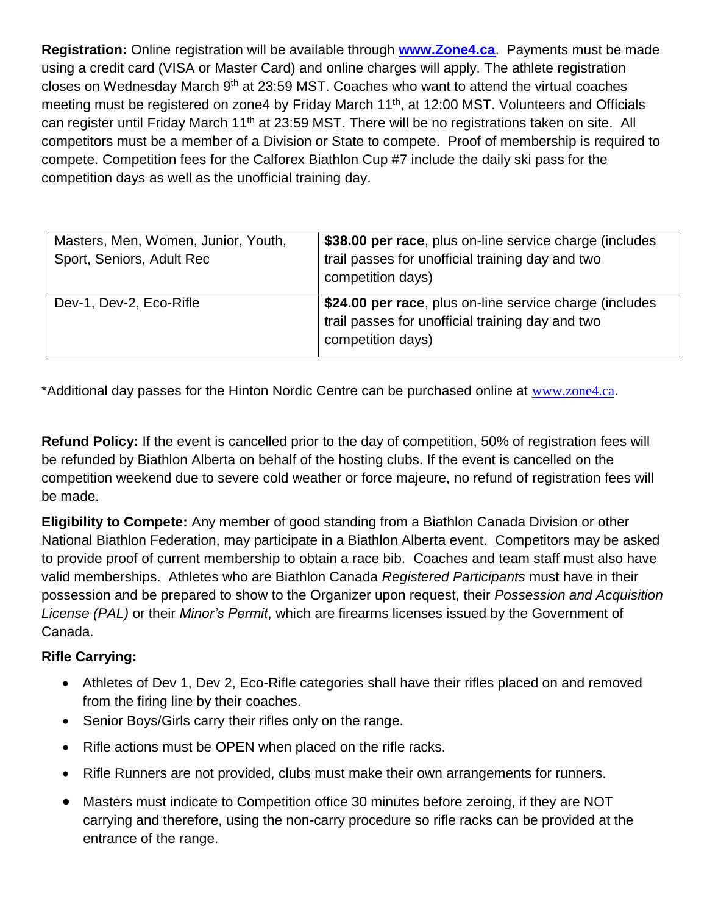**Registration:** Online registration will be available through **[www.Zone4.ca](http://www.Zone4.ca)**. Payments must be made using a credit card (VISA or Master Card) and online charges will apply. The athlete registration closes on Wednesday March 9th at 23:59 MST. Coaches who want to attend the virtual coaches meeting must be registered on zone4 by Friday March 11th, at 12:00 MST. Volunteers and Officials can register until Friday March 11th at 23:59 MST. There will be no registrations taken on site. All competitors must be a member of a Division or State to compete. Proof of membership is required to compete. Competition fees for the Calforex Biathlon Cup #7 include the daily ski pass for the competition days as well as the unofficial training day.

| Masters, Men, Women, Junior, Youth, Sport, Seniors, Adult Rec | **$38.00 per race**, plus on-line service charge (includes trail passes for unofficial training day and two competition days) |
|---|---|
| Dev-1, Dev-2, Eco-Rifle | **$24.00 per race**, plus on-line service charge (includes trail passes for unofficial training day and two competition days) |

*Additional day passes for the Hinton Nordic Centre can be purchased online at [www.zone4.ca](http://www.zone4.ca).

**Refund Policy:** If the event is cancelled prior to the day of competition, 50% of registration fees will be refunded by Biathlon Alberta on behalf of the hosting clubs. If the event is cancelled on the competition weekend due to severe cold weather or force majeure, no refund of registration fees will be made.

**Eligibility to Compete:** Any member of good standing from a Biathlon Canada Division or other National Biathlon Federation, may participate in a Biathlon Alberta event. Competitors may be asked to provide proof of current membership to obtain a race bib. Coaches and team staff must also have valid memberships. Athletes who are Biathlon Canada *Registered Participants* must have in their possession and be prepared to show to the Organizer upon request, their *Possession and Acquisition License (PAL)* or their *Minor's Permit*, which are firearms licenses issued by the Government of Canada.

**Rifle Carrying:**

- Athletes of Dev 1, Dev 2, Eco-Rifle categories shall have their rifles placed on and removed from the firing line by their coaches.
- Senior Boys/Girls carry their rifles only on the range.
- Rifle actions must be OPEN when placed on the rifle racks.
- Rifle Runners are not provided, clubs must make their own arrangements for runners.
- Masters must indicate to Competition office 30 minutes before zeroing, if they are NOT carrying and therefore, using the non-carry procedure so rifle racks can be provided at the entrance of the range.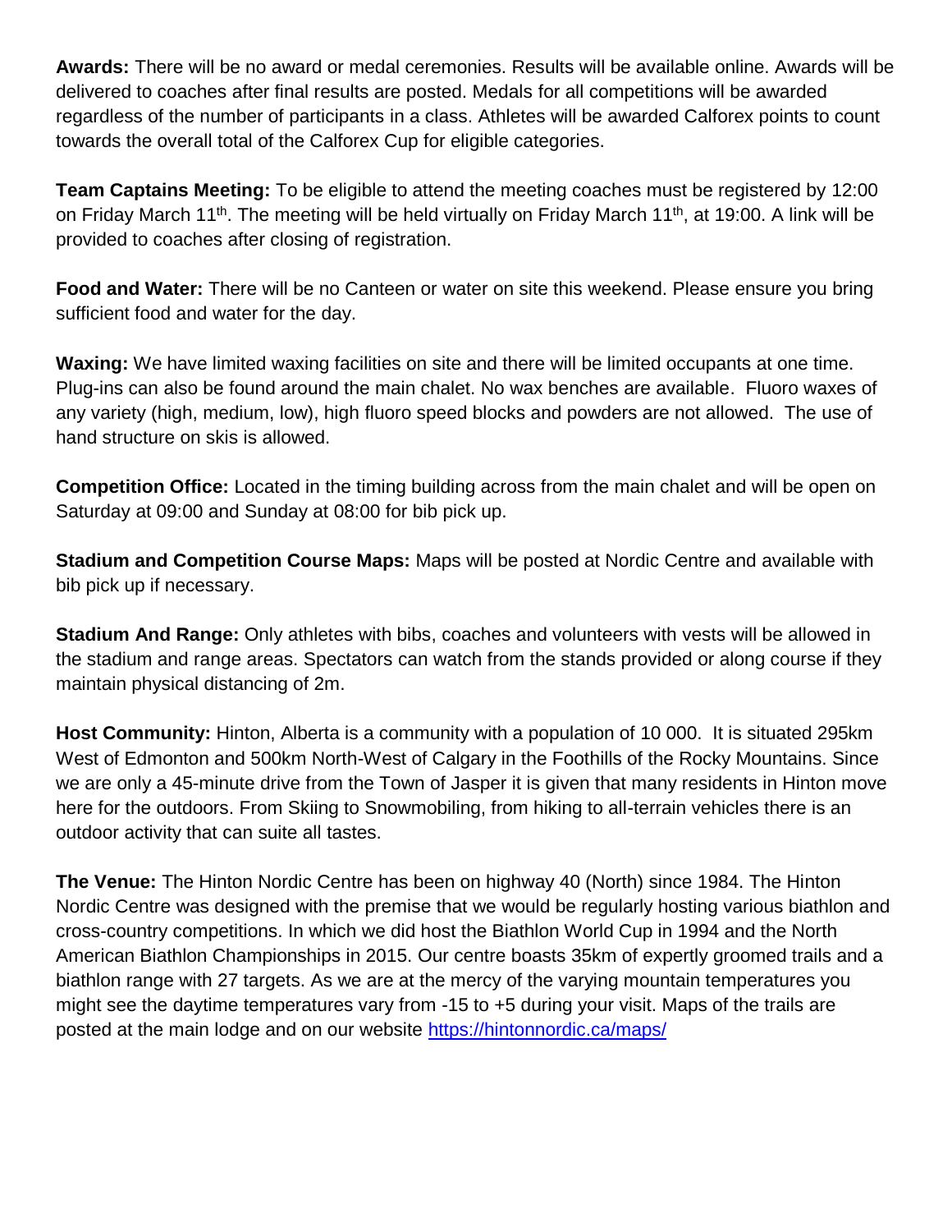**Awards:** There will be no award or medal ceremonies. Results will be available online. Awards will be delivered to coaches after final results are posted. Medals for all competitions will be awarded regardless of the number of participants in a class. Athletes will be awarded Calforex points to count towards the overall total of the Calforex Cup for eligible categories.

**Team Captains Meeting:** To be eligible to attend the meeting coaches must be registered by 12:00 on Friday March 11th. The meeting will be held virtually on Friday March 11th, at 19:00. A link will be provided to coaches after closing of registration.

**Food and Water:** There will be no Canteen or water on site this weekend. Please ensure you bring sufficient food and water for the day.

**Waxing:** We have limited waxing facilities on site and there will be limited occupants at one time. Plug-ins can also be found around the main chalet. No wax benches are available. Fluoro waxes of any variety (high, medium, low), high fluoro speed blocks and powders are not allowed. The use of hand structure on skis is allowed.

**Competition Office:** Located in the timing building across from the main chalet and will be open on Saturday at 09:00 and Sunday at 08:00 for bib pick up.

**Stadium and Competition Course Maps:** Maps will be posted at Nordic Centre and available with bib pick up if necessary.

**Stadium And Range:** Only athletes with bibs, coaches and volunteers with vests will be allowed in the stadium and range areas. Spectators can watch from the stands provided or along course if they maintain physical distancing of 2m.

**Host Community:** Hinton, Alberta is a community with a population of 10 000. It is situated 295km West of Edmonton and 500km North-West of Calgary in the Foothills of the Rocky Mountains. Since we are only a 45-minute drive from the Town of Jasper it is given that many residents in Hinton move here for the outdoors. From Skiing to Snowmobiling, from hiking to all-terrain vehicles there is an outdoor activity that can suite all tastes.

**The Venue:** The Hinton Nordic Centre has been on highway 40 (North) since 1984. The Hinton Nordic Centre was designed with the premise that we would be regularly hosting various biathlon and cross-country competitions. In which we did host the Biathlon World Cup in 1994 and the North American Biathlon Championships in 2015. Our centre boasts 35km of expertly groomed trails and a biathlon range with 27 targets. As we are at the mercy of the varying mountain temperatures you might see the daytime temperatures vary from -15 to +5 during your visit. Maps of the trails are posted at the main lodge and on our website [https://hintonnordic.ca/maps/](https://hintonnordic.ca/maps/)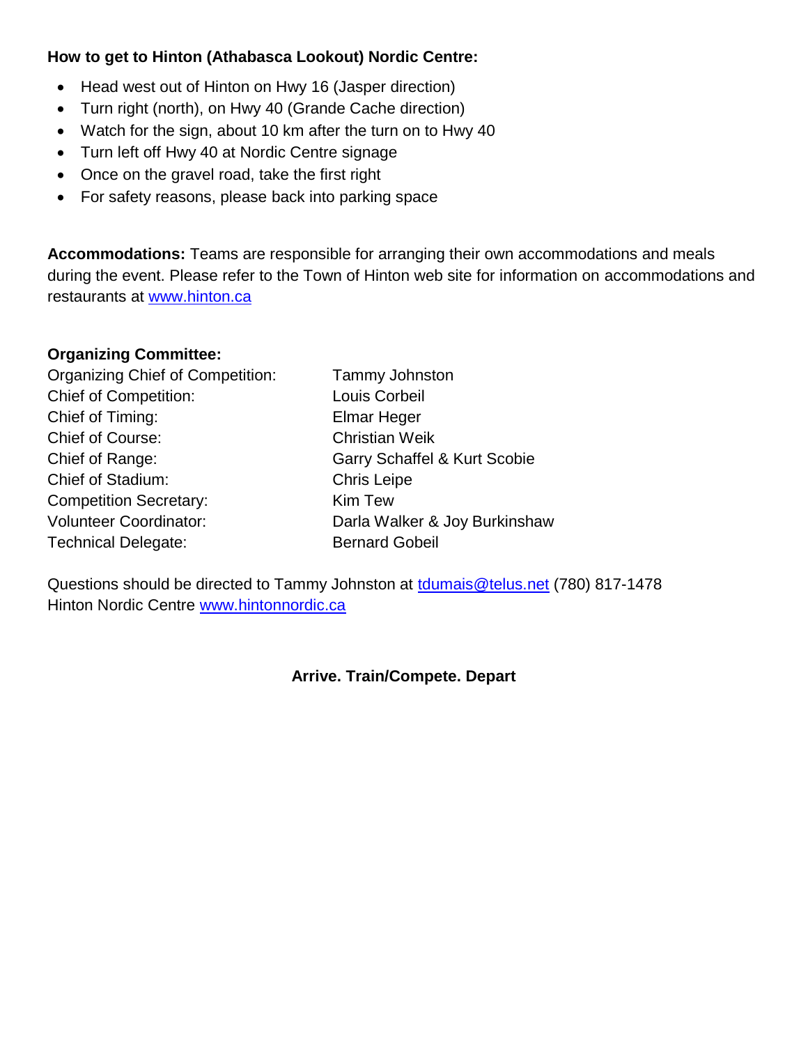**How to get to Hinton (Athabasca Lookout) Nordic Centre:**

- Head west out of Hinton on Hwy 16 (Jasper direction)
- Turn right (north), on Hwy 40 (Grande Cache direction)
- Watch for the sign, about 10 km after the turn on to Hwy 40
- Turn left off Hwy 40 at Nordic Centre signage
- Once on the gravel road, take the first right
- For safety reasons, please back into parking space

**Accommodations:** Teams are responsible for arranging their own accommodations and meals during the event. Please refer to the Town of Hinton web site for information on accommodations and restaurants at www.hinton.ca

**Organizing Committee:**

| | |
|---|---|
| Organizing Chief of Competition: | Tammy Johnston |
| Chief of Competition: | Louis Corbeil |
| Chief of Timing: | Elmar Heger |
| Chief of Course: | Christian Weik |
| Chief of Range: | Garry Schaffel & Kurt Scobie |
| Chief of Stadium: | Chris Leipe |
| Competition Secretary: | Kim Tew |
| Volunteer Coordinator: | Darla Walker & Joy Burkinshaw |
| Technical Delegate: | Bernard Gobeil |

Questions should be directed to Tammy Johnston at tdumais@telus.net (780) 817-1478
Hinton Nordic Centre www.hintonnordic.ca

**Arrive. Train/Compete. Depart**